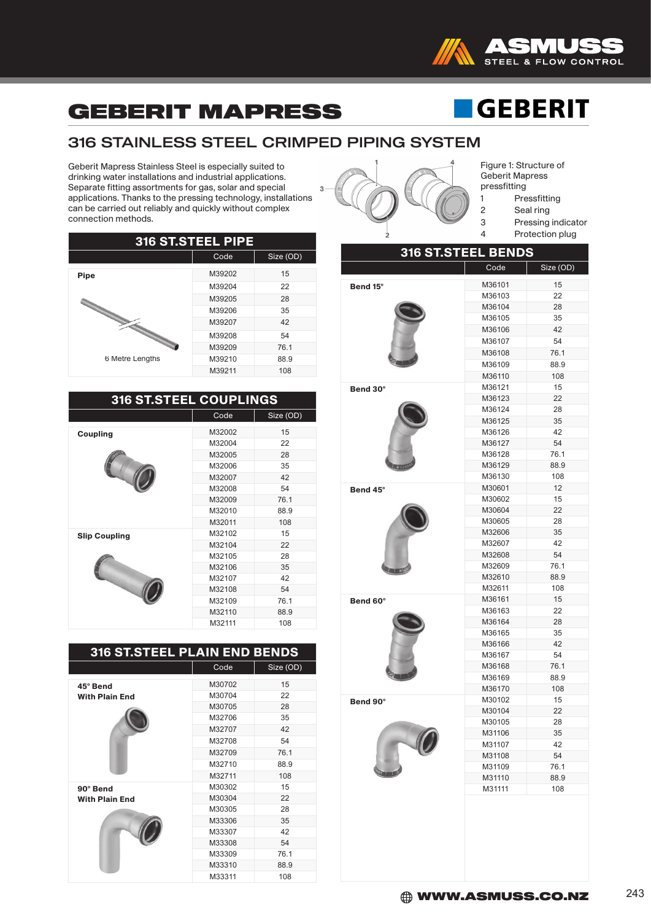# GEBERIT MAPRESS

## 316 STAINLESS STEEL CRIMPED PIPING SYSTEM

Geberit Mapress Stainless Steel is especially suited to drinking water installations and industrial applications. Separate fitting assortments for gas, solar and special applications. Thanks to the pressing technology, installations can be carried out reliably and quickly without complex connection methods.

Figure 1: Structure of Geberit Mapress pressfitting

1. Pressfitting
2. Seal ring
3. Pressing indicator
4. Protection plug

### 316 ST.STEEL PIPE

| | Code | Size (OD) |
|---|---|---|
| Pipe | M39202 | 15 |
| | M39204 | 22 |
| | M39205 | 28 |
| | M39206 | 35 |
| | M39207 | 42 |
| | M39208 | 54 |
| | M39209 | 76.1 |
| 6 Metre Lengths | M39210 | 88.9 |
| | M39211 | 108 |

### 316 ST.STEEL COUPLINGS

| | Code | Size (OD) |
|---|---|---|
| Coupling | M32002 | 15 |
| | M32004 | 22 |
| | M32005 | 28 |
| | M32006 | 35 |
| | M32007 | 42 |
| | M32008 | 54 |
| | M32009 | 76.1 |
| | M32010 | 88.9 |
| | M32011 | 108 |
| Slip Coupling | M32102 | 15 |
| | M32104 | 22 |
| | M32105 | 28 |
| | M32106 | 35 |
| | M32107 | 42 |
| | M32108 | 54 |
| | M32109 | 76.1 |
| | M32110 | 88.9 |
| | M32111 | 108 |

### 316 ST.STEEL PLAIN END BENDS

| | Code | Size (OD) |
|---|---|---|
| 45° Bend With Plain End | M30702 | 15 |
| | M30704 | 22 |
| | M30705 | 28 |
| | M32706 | 35 |
| | M32707 | 42 |
| | M32708 | 54 |
| | M32709 | 76.1 |
| | M32710 | 88.9 |
| | M32711 | 108 |
| 90° Bend With Plain End | M30302 | 15 |
| | M30304 | 22 |
| | M30305 | 28 |
| | M33306 | 35 |
| | M33307 | 42 |
| | M33308 | 54 |
| | M33309 | 76.1 |
| | M33310 | 88.9 |
| | M33311 | 108 |

### 316 ST.STEEL BENDS

| | Code | Size (OD) |
|---|---|---|
| Bend 15° | M36101 | 15 |
| | M36103 | 22 |
| | M36104 | 28 |
| | M36105 | 35 |
| | M36106 | 42 |
| | M36107 | 54 |
| | M36108 | 76.1 |
| | M36109 | 88.9 |
| | M36110 | 108 |
| Bend 30° | M36121 | 15 |
| | M36123 | 22 |
| | M36124 | 28 |
| | M36125 | 35 |
| | M36126 | 42 |
| | M36127 | 54 |
| | M36128 | 76.1 |
| | M36129 | 88.9 |
| | M36130 | 108 |
| Bend 45° | M30601 | 12 |
| | M30602 | 15 |
| | M30604 | 22 |
| | M30605 | 28 |
| | M32606 | 35 |
| | M32607 | 42 |
| | M32608 | 54 |
| | M32609 | 76.1 |
| | M32610 | 88.9 |
| | M32611 | 108 |
| Bend 60° | M36161 | 15 |
| | M36163 | 22 |
| | M36164 | 28 |
| | M36165 | 35 |
| | M36166 | 42 |
| | M36167 | 54 |
| | M36168 | 76.1 |
| | M36169 | 88.9 |
| | M36170 | 108 |
| Bend 90° | M30102 | 15 |
| | M30104 | 22 |
| | M30105 | 28 |
| | M31106 | 35 |
| | M31107 | 42 |
| | M31108 | 54 |
| | M31109 | 76.1 |
| | M31110 | 88.9 |
| | M31111 | 108 |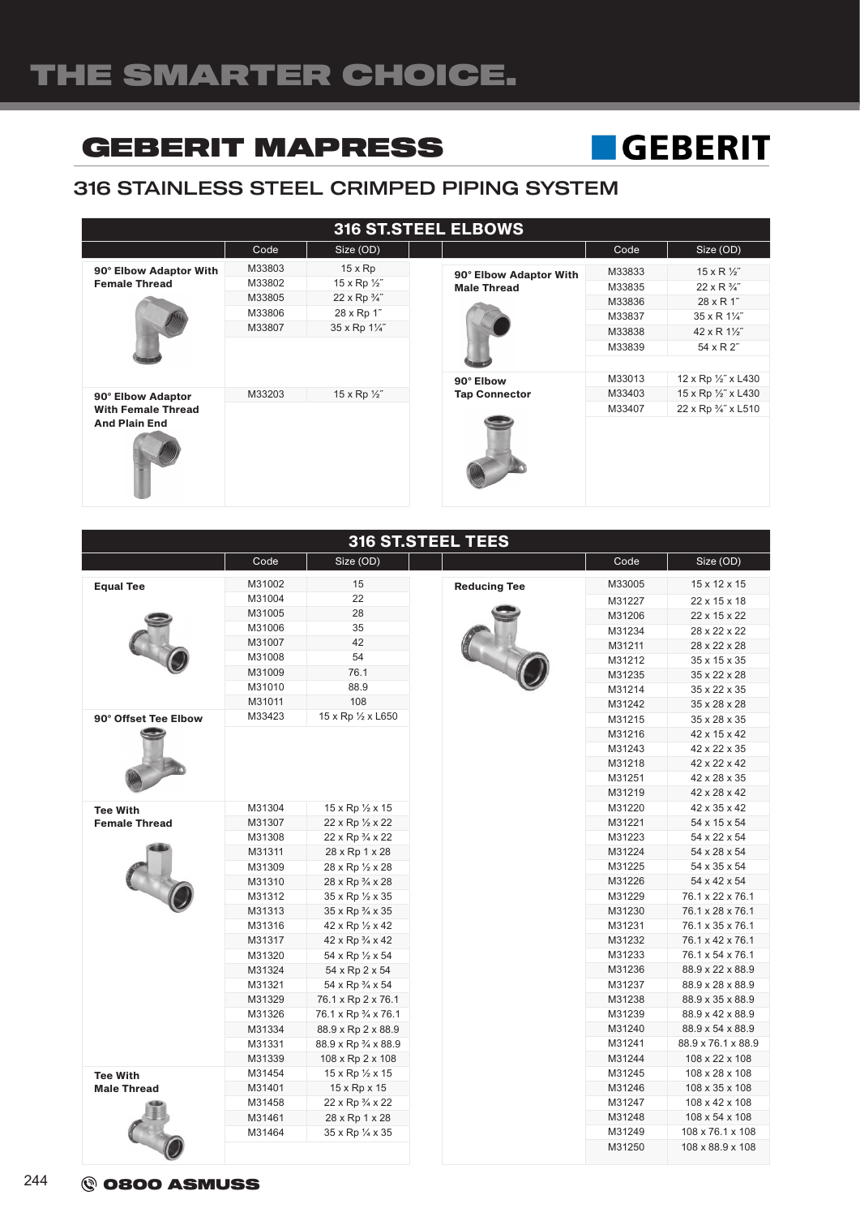# GEBERIT MAPRESS

GEBERIT

## 316 STAINLESS STEEL CRIMPED PIPING SYSTEM

### 316 ST.STEEL ELBOWS

| | Code | Size (OD) |
|---|---|---|
| **90° Elbow Adaptor With Female Thread** | M33803 | 15 x Rp |
| | M33802 | 15 x Rp ½˝ |
| | M33805 | 22 x Rp ¾˝ |
| | M33806 | 28 x Rp 1˝ |
| | M33807 | 35 x Rp 1¼˝ |
| **90° Elbow Adaptor With Female Thread And Plain End** | M33203 | 15 x Rp ½˝ |

| | Code | Size (OD) |
|---|---|---|
| **90° Elbow Adaptor With Male Thread** | M33833 | 15 x R ½˝ |
| | M33835 | 22 x R ¾˝ |
| | M33836 | 28 x R 1˝ |
| | M33837 | 35 x R 1¼˝ |
| | M33838 | 42 x R 1½˝ |
| | M33839 | 54 x R 2˝ |
| **90° Elbow Tap Connector** | M33013 | 12 x Rp ½˝ x L430 |
| | M33403 | 15 x Rp ½˝ x L430 |
| | M33407 | 22 x Rp ¾˝ x L510 |

### 316 ST.STEEL TEES

| | Code | Size (OD) |
|---|---|---|
| **Equal Tee** | M31002 | 15 |
| | M31004 | 22 |
| | M31005 | 28 |
| | M31006 | 35 |
| | M31007 | 42 |
| | M31008 | 54 |
| | M31009 | 76.1 |
| | M31010 | 88.9 |
| | M31011 | 108 |
| **90° Offset Tee Elbow** | M33423 | 15 x Rp ½ x L650 |
| **Tee With Female Thread** | M31304 | 15 x Rp ½ x 15 |
| | M31307 | 22 x Rp ½ x 22 |
| | M31308 | 22 x Rp ¾ x 22 |
| | M31311 | 28 x Rp 1 x 28 |
| | M31309 | 28 x Rp ½ x 28 |
| | M31310 | 28 x Rp ¾ x 28 |
| | M31312 | 35 x Rp ½ x 35 |
| | M31313 | 35 x Rp ¾ x 35 |
| | M31316 | 42 x Rp ½ x 42 |
| | M31317 | 42 x Rp ¾ x 42 |
| | M31320 | 54 x Rp ½ x 54 |
| | M31324 | 54 x Rp 2 x 54 |
| | M31321 | 54 x Rp ¾ x 54 |
| | M31329 | 76.1 x Rp 2 x 76.1 |
| | M31326 | 76.1 x Rp ¾ x 76.1 |
| | M31334 | 88.9 x Rp 2 x 88.9 |
| | M31331 | 88.9 x Rp ¾ x 88.9 |
| | M31339 | 108 x Rp 2 x 108 |
| **Tee With Male Thread** | M31454 | 15 x Rp ½ x 15 |
| | M31401 | 15 x Rp x 15 |
| | M31458 | 22 x Rp ¾ x 22 |
| | M31461 | 28 x Rp 1 x 28 |
| | M31464 | 35 x Rp ¼ x 35 |

| | Code | Size (OD) |
|---|---|---|
| **Reducing Tee** | M33005 | 15 x 12 x 15 |
| | M31227 | 22 x 15 x 18 |
| | M31206 | 22 x 15 x 22 |
| | M31234 | 28 x 22 x 22 |
| | M31211 | 28 x 22 x 28 |
| | M31212 | 35 x 15 x 35 |
| | M31235 | 35 x 22 x 28 |
| | M31214 | 35 x 22 x 35 |
| | M31242 | 35 x 28 x 28 |
| | M31215 | 35 x 28 x 35 |
| | M31216 | 42 x 15 x 42 |
| | M31243 | 42 x 22 x 35 |
| | M31218 | 42 x 22 x 42 |
| | M31251 | 42 x 28 x 35 |
| | M31219 | 42 x 28 x 42 |
| | M31220 | 42 x 35 x 42 |
| | M31221 | 54 x 15 x 54 |
| | M31223 | 54 x 22 x 54 |
| | M31224 | 54 x 28 x 54 |
| | M31225 | 54 x 35 x 54 |
| | M31226 | 54 x 42 x 54 |
| | M31229 | 76.1 x 22 x 76.1 |
| | M31230 | 76.1 x 28 x 76.1 |
| | M31231 | 76.1 x 35 x 76.1 |
| | M31232 | 76.1 x 42 x 76.1 |
| | M31233 | 76.1 x 54 x 76.1 |
| | M31236 | 88.9 x 22 x 88.9 |
| | M31237 | 88.9 x 28 x 88.9 |
| | M31238 | 88.9 x 35 x 88.9 |
| | M31239 | 88.9 x 42 x 88.9 |
| | M31240 | 88.9 x 54 x 88.9 |
| | M31241 | 88.9 x 76.1 x 88.9 |
| | M31244 | 108 x 22 x 108 |
| | M31245 | 108 x 28 x 108 |
| | M31246 | 108 x 35 x 108 |
| | M31247 | 108 x 42 x 108 |
| | M31248 | 108 x 54 x 108 |
| | M31249 | 108 x 76.1 x 108 |
| | M31250 | 108 x 88.9 x 108 |

0800 ASMUSS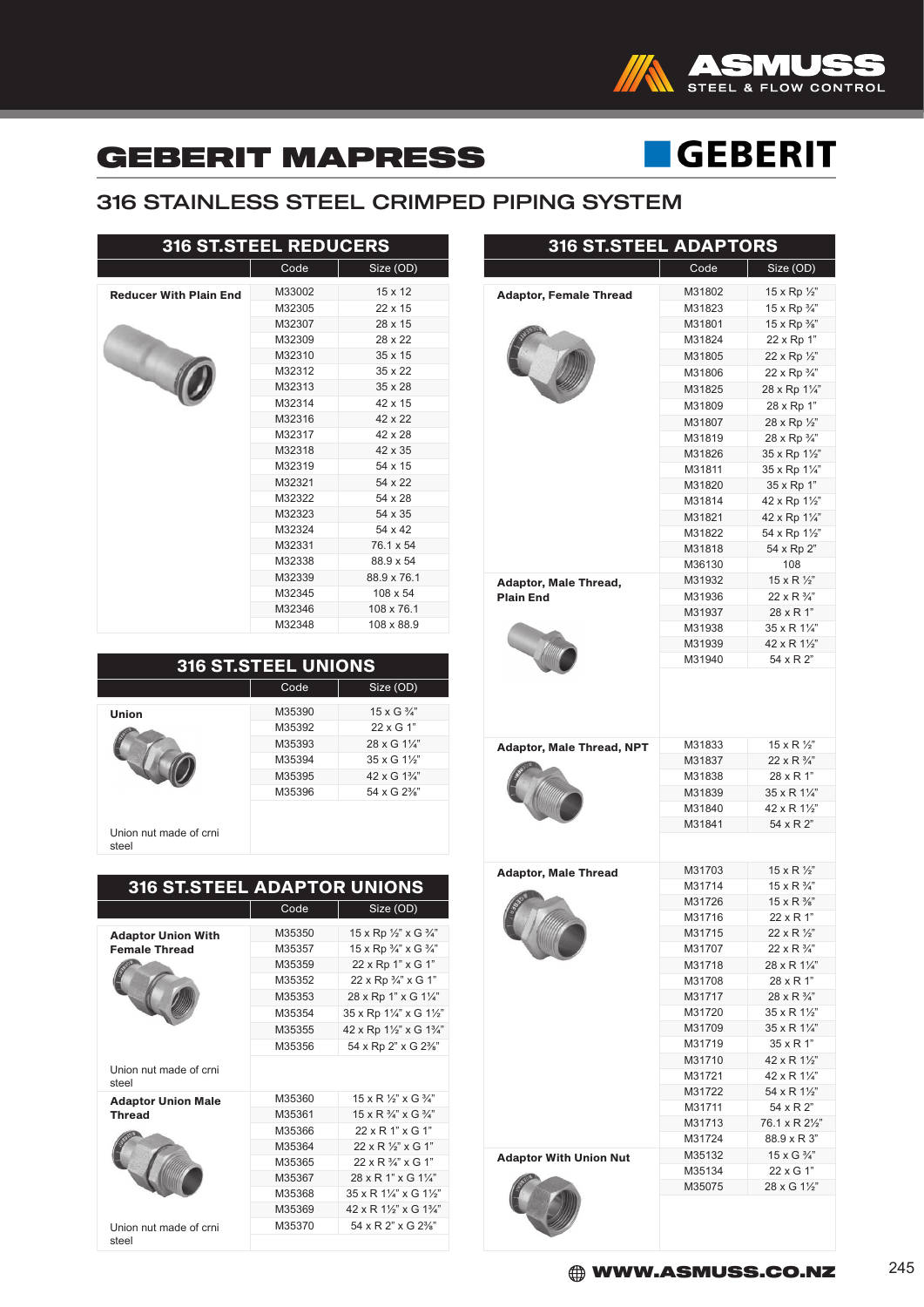# GEBERIT MAPRESS

GEBERIT

## 316 STAINLESS STEEL CRIMPED PIPING SYSTEM

### 316 ST.STEEL REDUCERS

| | Code | Size (OD) |
|---|---|---|
| **Reducer With Plain End** | M33002 | 15 x 12 |
| | M32305 | 22 x 15 |
| | M32307 | 28 x 15 |
| | M32309 | 28 x 22 |
| | M32310 | 35 x 15 |
| | M32312 | 35 x 22 |
| | M32313 | 35 x 28 |
| | M32314 | 42 x 15 |
| | M32316 | 42 x 22 |
| | M32317 | 42 x 28 |
| | M32318 | 42 x 35 |
| | M32319 | 54 x 15 |
| | M32321 | 54 x 22 |
| | M32322 | 54 x 28 |
| | M32323 | 54 x 35 |
| | M32324 | 54 x 42 |
| | M32331 | 76.1 x 54 |
| | M32338 | 88.9 x 54 |
| | M32339 | 88.9 x 76.1 |
| | M32345 | 108 x 54 |
| | M32346 | 108 x 76.1 |
| | M32348 | 108 x 88.9 |

### 316 ST.STEEL UNIONS

| | Code | Size (OD) |
|---|---|---|
| **Union** | M35390 | 15 x G ¾" |
| | M35392 | 22 x G 1" |
| | M35393 | 28 x G 1¼" |
| | M35394 | 35 x G 1½" |
| | M35395 | 42 x G 1¾" |
| | M35396 | 54 x G 2⅜" |
| Union nut made of crni steel | | |

### 316 ST.STEEL ADAPTOR UNIONS

| | Code | Size (OD) |
|---|---|---|
| **Adaptor Union With Female Thread** | M35350 | 15 x Rp ½" x G ¾" |
| | M35357 | 15 x Rp ¾" x G ¾" |
| | M35359 | 22 x Rp 1" x G 1" |
| | M35352 | 22 x Rp ¾" x G 1" |
| | M35353 | 28 x Rp 1" x G 1¼" |
| | M35354 | 35 x Rp 1¼" x G 1½" |
| | M35355 | 42 x Rp 1½" x G 1¾" |
| | M35356 | 54 x Rp 2" x G 2⅜" |
| Union nut made of crni steel | | |
| **Adaptor Union Male Thread** | M35360 | 15 x R ½" x G ¾" |
| | M35361 | 15 x R ¾" x G ¾" |
| | M35366 | 22 x R 1" x G 1" |
| | M35364 | 22 x R ½" x G 1" |
| | M35365 | 22 x R ¾" x G 1" |
| | M35367 | 28 x R 1" x G 1¼" |
| | M35368 | 35 x R 1¼" x G 1½" |
| | M35369 | 42 x R 1½" x G 1¾" |
| | M35370 | 54 x R 2" x G 2⅜" |
| Union nut made of crni steel | | |

### 316 ST.STEEL ADAPTORS

| | Code | Size (OD) |
|---|---|---|
| **Adaptor, Female Thread** | M31802 | 15 x Rp ½" |
| | M31823 | 15 x Rp ¾" |
| | M31801 | 15 x Rp ⅜" |
| | M31824 | 22 x Rp 1" |
| | M31805 | 22 x Rp ½" |
| | M31806 | 22 x Rp ¾" |
| | M31825 | 28 x Rp 1¼" |
| | M31809 | 28 x Rp 1" |
| | M31807 | 28 x Rp ½" |
| | M31819 | 28 x Rp ¾" |
| | M31826 | 35 x Rp 1½" |
| | M31811 | 35 x Rp 1¼" |
| | M31820 | 35 x Rp 1" |
| | M31814 | 42 x Rp 1½" |
| | M31821 | 42 x Rp 1¼" |
| | M31822 | 54 x Rp 1½" |
| | M31818 | 54 x Rp 2" |
| | M36130 | 108 |
| **Adaptor, Male Thread, Plain End** | M31932 | 15 x R ½" |
| | M31936 | 22 x R ¾" |
| | M31937 | 28 x R 1" |
| | M31938 | 35 x R 1¼" |
| | M31939 | 42 x R 1½" |
| | M31940 | 54 x R 2" |
| **Adaptor, Male Thread, NPT** | M31833 | 15 x R ½" |
| | M31837 | 22 x R ¾" |
| | M31838 | 28 x R 1" |
| | M31839 | 35 x R 1¼" |
| | M31840 | 42 x R 1½" |
| | M31841 | 54 x R 2" |
| **Adaptor, Male Thread** | M31703 | 15 x R ½" |
| | M31714 | 15 x R ¾" |
| | M31726 | 15 x R ⅜" |
| | M31716 | 22 x R 1" |
| | M31715 | 22 x R ½" |
| | M31707 | 22 x R ¾" |
| | M31718 | 28 x R 1¼" |
| | M31708 | 28 x R 1" |
| | M31717 | 28 x R ¾" |
| | M31720 | 35 x R 1½" |
| | M31709 | 35 x R 1¼" |
| | M31719 | 35 x R 1" |
| | M31710 | 42 x R 1½" |
| | M31721 | 42 x R 1¼" |
| | M31722 | 54 x R 1½" |
| | M31711 | 54 x R 2" |
| | M31713 | 76.1 x R 2½" |
| | M31724 | 88.9 x R 3" |
| **Adaptor With Union Nut** | M35132 | 15 x G ¾" |
| | M35134 | 22 x G 1" |
| | M35075 | 28 x G 1½" |

WWW.ASMUSS.CO.NZ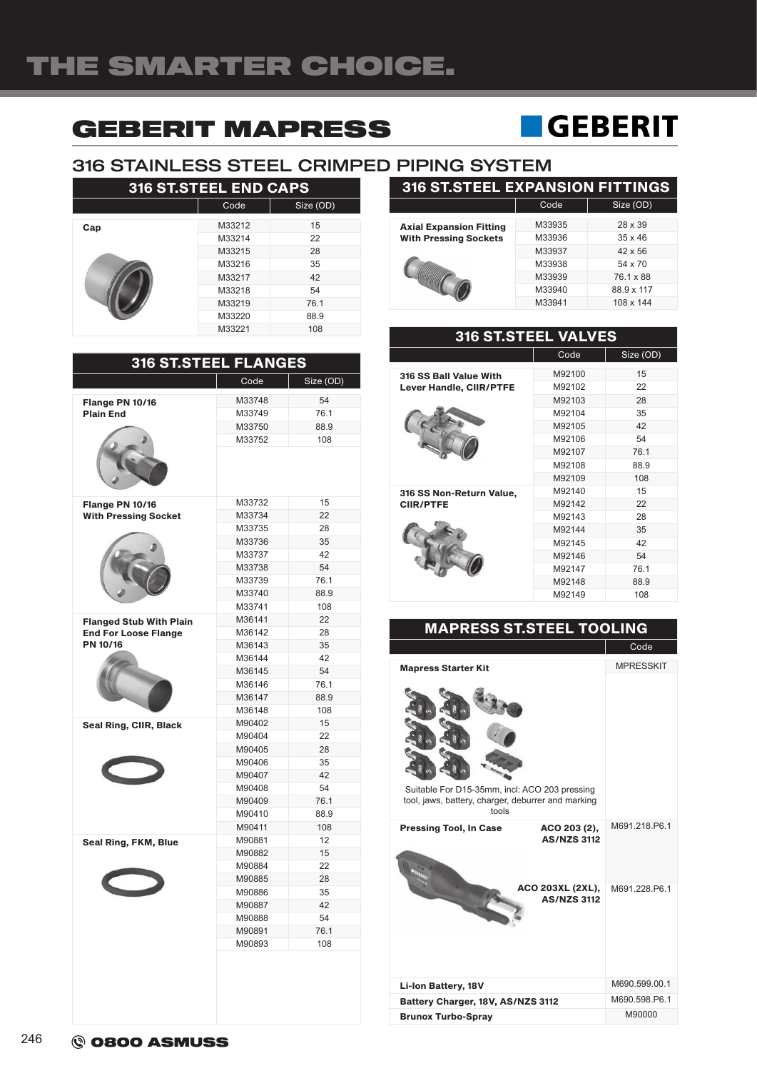# THE SMARTER CHOICE.

# GEBERIT MAPRESS

GEBERIT

## 316 STAINLESS STEEL CRIMPED PIPING SYSTEM

### 316 ST.STEEL END CAPS

| | Code | Size (OD) |
|---|---|---|
| **Cap** | M33212 | 15 |
| | M33214 | 22 |
| | M33215 | 28 |
| | M33216 | 35 |
| | M33217 | 42 |
| | M33218 | 54 |
| | M33219 | 76.1 |
| | M33220 | 88.9 |
| | M33221 | 108 |

### 316 ST.STEEL FLANGES

| | Code | Size (OD) |
|---|---|---|
| **Flange PN 10/16 Plain End** | M33748 | 54 |
| | M33749 | 76.1 |
| | M33750 | 88.9 |
| | M33752 | 108 |
| **Flange PN 10/16 With Pressing Socket** | M33732 | 15 |
| | M33734 | 22 |
| | M33735 | 28 |
| | M33736 | 35 |
| | M33737 | 42 |
| | M33738 | 54 |
| | M33739 | 76.1 |
| | M33740 | 88.9 |
| | M33741 | 108 |
| **Flanged Stub With Plain End For Loose Flange PN 10/16** | M36141 | 22 |
| | M36142 | 28 |
| | M36143 | 35 |
| | M36144 | 42 |
| | M36145 | 54 |
| | M36146 | 76.1 |
| | M36147 | 88.9 |
| | M36148 | 108 |
| **Seal Ring, CIIR, Black** | M90402 | 15 |
| | M90404 | 22 |
| | M90405 | 28 |
| | M90406 | 35 |
| | M90407 | 42 |
| | M90408 | 54 |
| | M90409 | 76.1 |
| | M90410 | 88.9 |
| | M90411 | 108 |
| **Seal Ring, FKM, Blue** | M90881 | 12 |
| | M90882 | 15 |
| | M90884 | 22 |
| | M90885 | 28 |
| | M90886 | 35 |
| | M90887 | 42 |
| | M90888 | 54 |
| | M90891 | 76.1 |
| | M90893 | 108 |

### 316 ST.STEEL EXPANSION FITTINGS

| | Code | Size (OD) |
|---|---|---|
| **Axial Expansion Fitting With Pressing Sockets** | M33935 | 28 x 39 |
| | M33936 | 35 x 46 |
| | M33937 | 42 x 56 |
| | M33938 | 54 x 70 |
| | M33939 | 76.1 x 88 |
| | M33940 | 88.9 x 117 |
| | M33941 | 108 x 144 |

### 316 ST.STEEL VALVES

| | Code | Size (OD) |
|---|---|---|
| **316 SS Ball Value With Lever Handle, CIIR/PTFE** | M92100 | 15 |
| | M92102 | 22 |
| | M92103 | 28 |
| | M92104 | 35 |
| | M92105 | 42 |
| | M92106 | 54 |
| | M92107 | 76.1 |
| | M92108 | 88.9 |
| | M92109 | 108 |
| **316 SS Non-Return Value, CIIR/PTFE** | M92140 | 15 |
| | M92142 | 22 |
| | M92143 | 28 |
| | M92144 | 35 |
| | M92145 | 42 |
| | M92146 | 54 |
| | M92147 | 76.1 |
| | M92148 | 88.9 |
| | M92149 | 108 |

### MAPRESS ST.STEEL TOOLING

| | | Code |
|---|---|---|
| **Mapress Starter Kit** — Suitable For D15-35mm, incl: ACO 203 pressing tool, jaws, battery, charger, deburrer and marking tools | | MPRESSKIT |
| **Pressing Tool, In Case** | **ACO 203 (2), AS/NZS 3112** | M691.218.P6.1 |
| | **ACO 203XL (2XL), AS/NZS 3112** | M691.228.P6.1 |
| **Li-Ion Battery, 18V** | | M690.599.00.1 |
| **Battery Charger, 18V, AS/NZS 3112** | | M690.598.P6.1 |
| **Brunox Turbo-Spray** | | M90000 |

0800 ASMUSS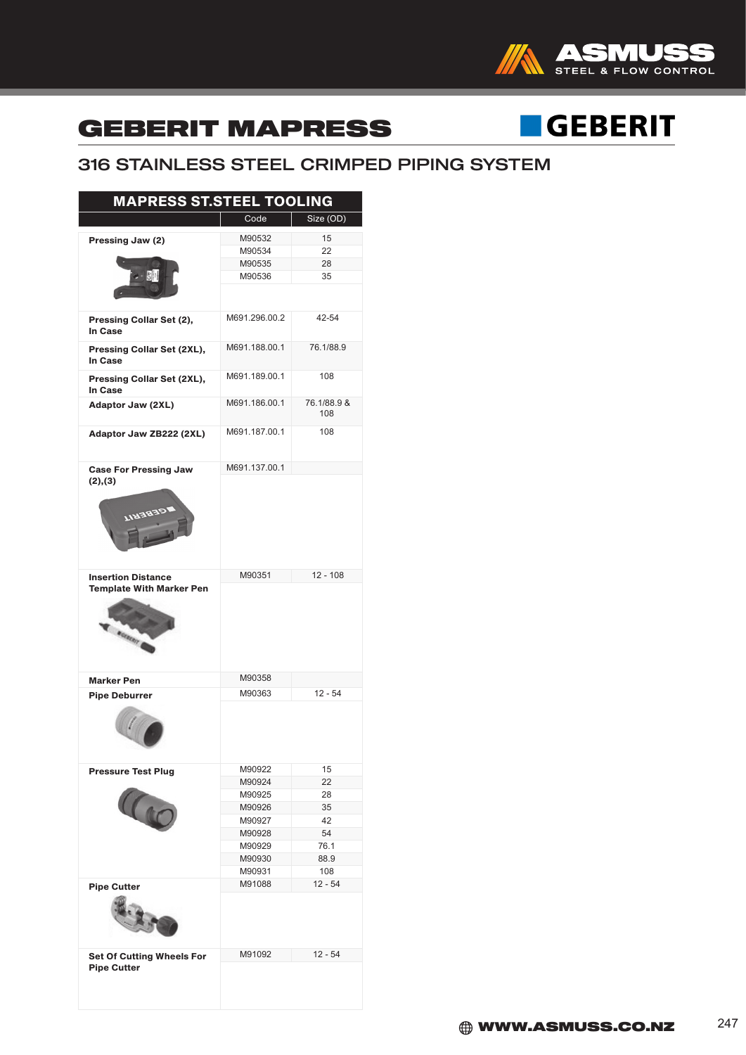# GEBERIT MAPRESS

GEBERIT

## 316 STAINLESS STEEL CRIMPED PIPING SYSTEM

| MAPRESS ST.STEEL TOOLING | Code | Size (OD) |
|---|---|---|
| **Pressing Jaw (2)** | M90532 | 15 |
| | M90534 | 22 |
| | M90535 | 28 |
| | M90536 | 35 |
| **Pressing Collar Set (2), In Case** | M691.296.00.2 | 42-54 |
| **Pressing Collar Set (2XL), In Case** | M691.188.00.1 | 76.1/88.9 |
| **Pressing Collar Set (2XL), In Case** | M691.189.00.1 | 108 |
| **Adaptor Jaw (2XL)** | M691.186.00.1 | 76.1/88.9 & 108 |
| **Adaptor Jaw ZB222 (2XL)** | M691.187.00.1 | 108 |
| **Case For Pressing Jaw (2),(3)** | M691.137.00.1 | |
| **Insertion Distance Template With Marker Pen** | M90351 | 12 - 108 |
| **Marker Pen** | M90358 | |
| **Pipe Deburrer** | M90363 | 12 - 54 |
| **Pressure Test Plug** | M90922 | 15 |
| | M90924 | 22 |
| | M90925 | 28 |
| | M90926 | 35 |
| | M90927 | 42 |
| | M90928 | 54 |
| | M90929 | 76.1 |
| | M90930 | 88.9 |
| | M90931 | 108 |
| **Pipe Cutter** | M91088 | 12 - 54 |
| **Set Of Cutting Wheels For Pipe Cutter** | M91092 | 12 - 54 |